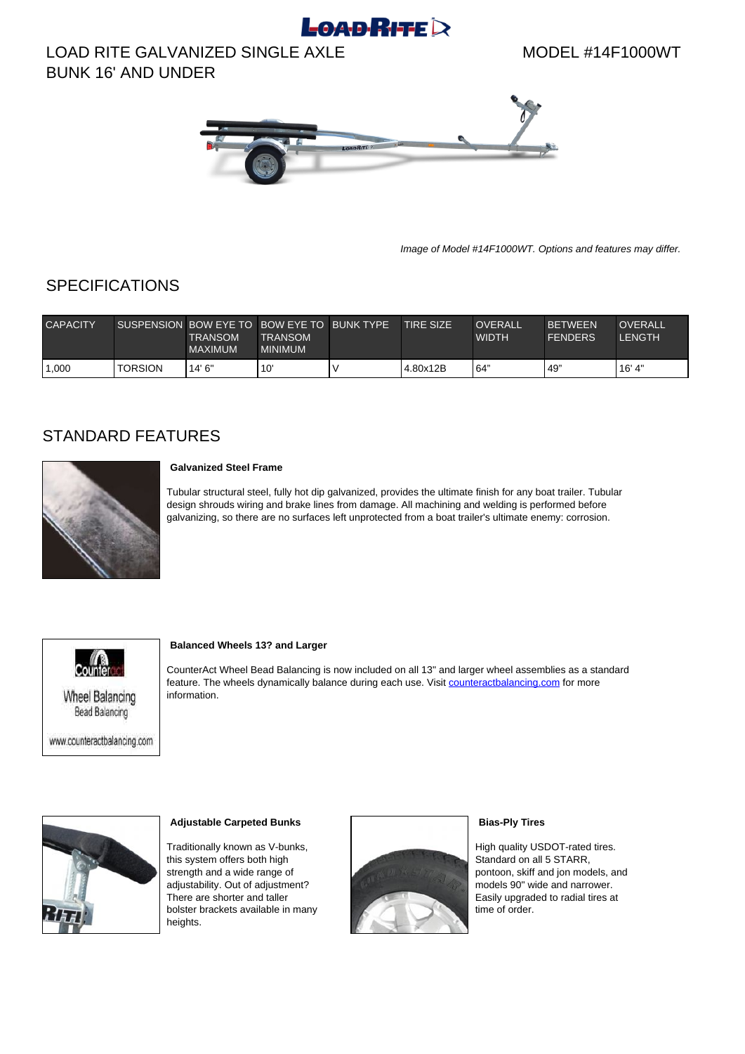# LOAD RITE GALVANIZED SINGLE AXLE BUNK 16' AND UNDER

MODEL #14F1000WT

*Image of Model #14F1000WT. Options and features may differ.*

## SPECIFICATIONS

| CAPACITY | SUSPENSION | BOW EYE TO TRANSOM MAXIMUM | BOW EYE TO TRANSOM MINIMUM | BUNK TYPE | TIRE SIZE | OVERALL WIDTH | BETWEEN FENDERS | OVERALL LENGTH |
|---|---|---|---|---|---|---|---|---|
| 1,000 | TORSION | 14' 6" | 10' | V | 4.80x12B | 64" | 49" | 16' 4" |

## STANDARD FEATURES

**Galvanized Steel Frame**

Tubular structural steel, fully hot dip galvanized, provides the ultimate finish for any boat trailer. Tubular design shrouds wiring and brake lines from damage. All machining and welding is performed before galvanizing, so there are no surfaces left unprotected from a boat trailer's ultimate enemy: corrosion.

**Balanced Wheels 13? and Larger**

CounterAct Wheel Bead Balancing is now included on all 13" and larger wheel assemblies as a standard feature. The wheels dynamically balance during each use. Visit counteractbalancing.com for more information.

**Adjustable Carpeted Bunks**

Traditionally known as V-bunks, this system offers both high strength and a wide range of adjustability. Out of adjustment? There are shorter and taller bolster brackets available in many heights.

**Bias-Ply Tires**

High quality USDOT-rated tires. Standard on all 5 STARR, pontoon, skiff and jon models, and models 90" wide and narrower. Easily upgraded to radial tires at time of order.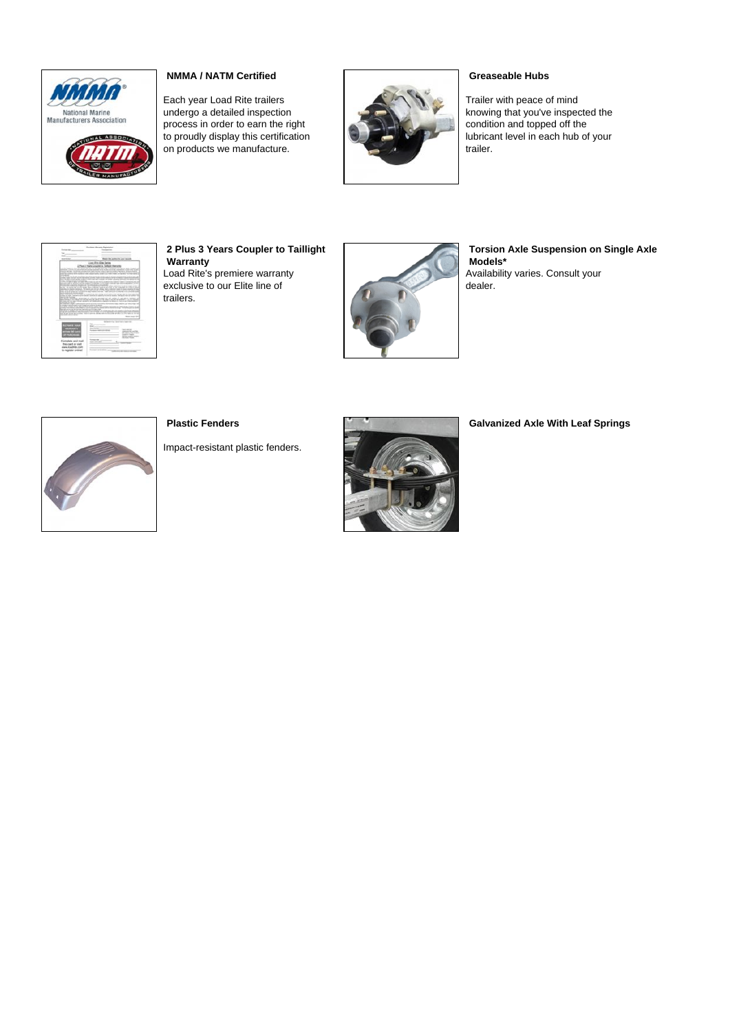### NMMA / NATM Certified

Each year Load Rite trailers undergo a detailed inspection process in order to earn the right to proudly display this certification on products we manufacture.

### Greaseable Hubs

Trailer with peace of mind knowing that you've inspected the condition and topped off the lubricant level in each hub of your trailer.

### 2 Plus 3 Years Coupler to Taillight Warranty

Load Rite's premiere warranty exclusive to our Elite line of trailers.

### Torsion Axle Suspension on Single Axle Models*

Availability varies. Consult your dealer.

### Plastic Fenders

Impact-resistant plastic fenders.

### Galvanized Axle With Leaf Springs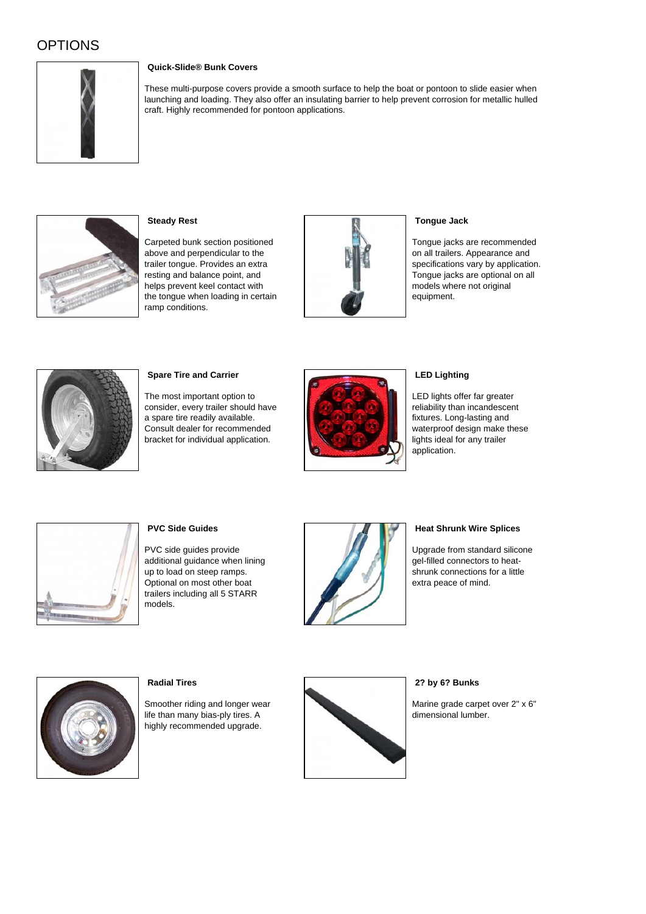# OPTIONS

### Quick-Slide® Bunk Covers

These multi-purpose covers provide a smooth surface to help the boat or pontoon to slide easier when launching and loading. They also offer an insulating barrier to help prevent corrosion for metallic hulled craft. Highly recommended for pontoon applications.

### Steady Rest

Carpeted bunk section positioned above and perpendicular to the trailer tongue. Provides an extra resting and balance point, and helps prevent keel contact with the tongue when loading in certain ramp conditions.

### Tongue Jack

Tongue jacks are recommended on all trailers. Appearance and specifications vary by application. Tongue jacks are optional on all models where not original equipment.

### Spare Tire and Carrier

The most important option to consider, every trailer should have a spare tire readily available. Consult dealer for recommended bracket for individual application.

### LED Lighting

LED lights offer far greater reliability than incandescent fixtures. Long-lasting and waterproof design make these lights ideal for any trailer application.

### PVC Side Guides

PVC side guides provide additional guidance when lining up to load on steep ramps. Optional on most other boat trailers including all 5 STARR models.

### Heat Shrunk Wire Splices

Upgrade from standard silicone gel-filled connectors to heat-shrunk connections for a little extra peace of mind.

### Radial Tires

Smoother riding and longer wear life than many bias-ply tires. A highly recommended upgrade.

### 2? by 6? Bunks

Marine grade carpet over 2" x 6" dimensional lumber.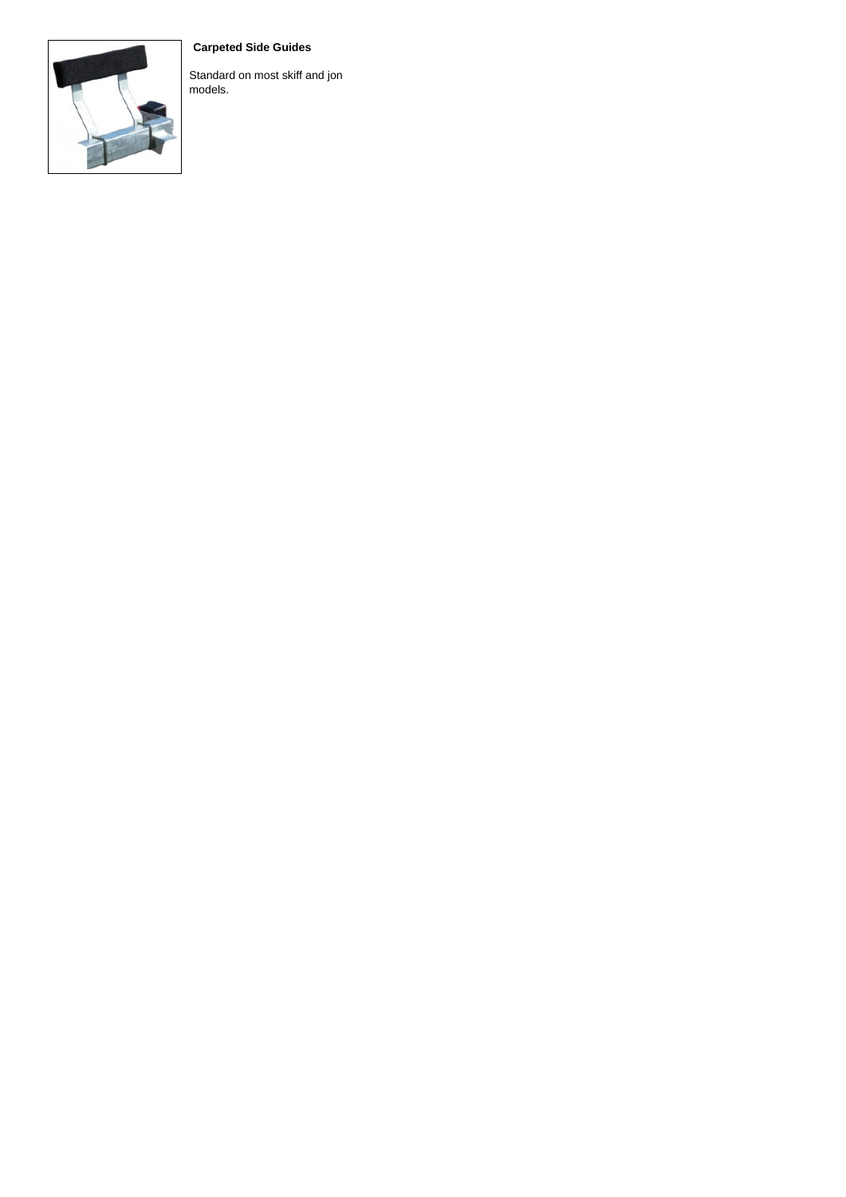**Carpeted Side Guides**

Standard on most skiff and jon models.